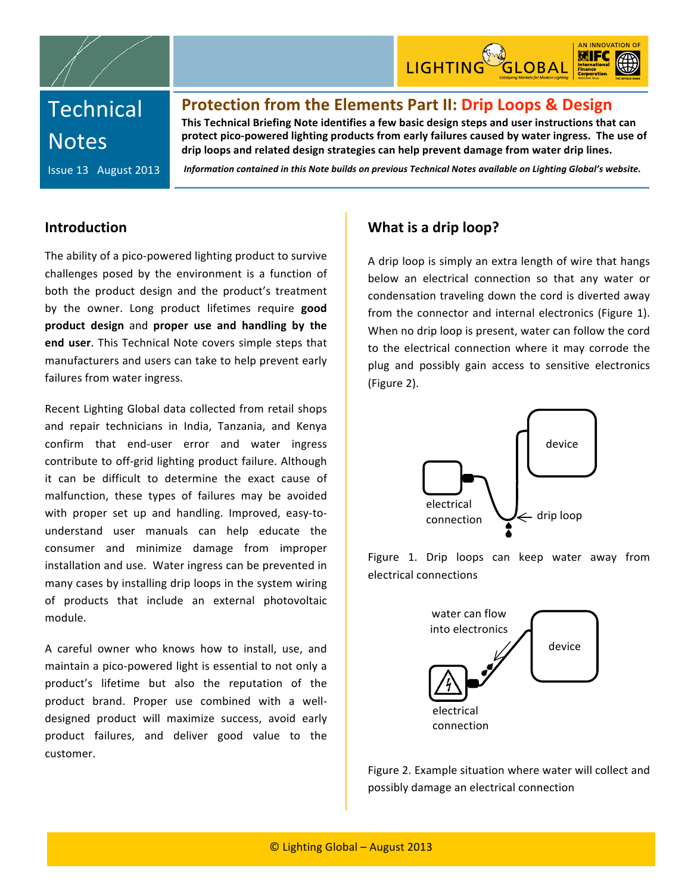# Technical Notes

Issue 13 August 2013

## Protection from the Elements Part II: Drip Loops & Design

**This Technical Briefing Note identifies a few basic design steps and user instructions that can protect pico-powered lighting products from early failures caused by water ingress. The use of drip loops and related design strategies can help prevent damage from water drip lines.**

***Information contained in this Note builds on previous Technical Notes available on Lighting Global's website.***

## Introduction

The ability of a pico-powered lighting product to survive challenges posed by the environment is a function of both the product design and the product's treatment by the owner. Long product lifetimes require **good product design** and **proper use and handling by the end user**. This Technical Note covers simple steps that manufacturers and users can take to help prevent early failures from water ingress.

Recent Lighting Global data collected from retail shops and repair technicians in India, Tanzania, and Kenya confirm that end-user error and water ingress contribute to off-grid lighting product failure. Although it can be difficult to determine the exact cause of malfunction, these types of failures may be avoided with proper set up and handling. Improved, easy-to-understand user manuals can help educate the consumer and minimize damage from improper installation and use. Water ingress can be prevented in many cases by installing drip loops in the system wiring of products that include an external photovoltaic module.

A careful owner who knows how to install, use, and maintain a pico-powered light is essential to not only a product's lifetime but also the reputation of the product brand. Proper use combined with a well-designed product will maximize success, avoid early product failures, and deliver good value to the customer.

## What is a drip loop?

A drip loop is simply an extra length of wire that hangs below an electrical connection so that any water or condensation traveling down the cord is diverted away from the connector and internal electronics (Figure 1). When no drip loop is present, water can follow the cord to the electrical connection where it may corrode the plug and possibly gain access to sensitive electronics (Figure 2).

Figure 1. Drip loops can keep water away from electrical connections

Figure 2. Example situation where water will collect and possibly damage an electrical connection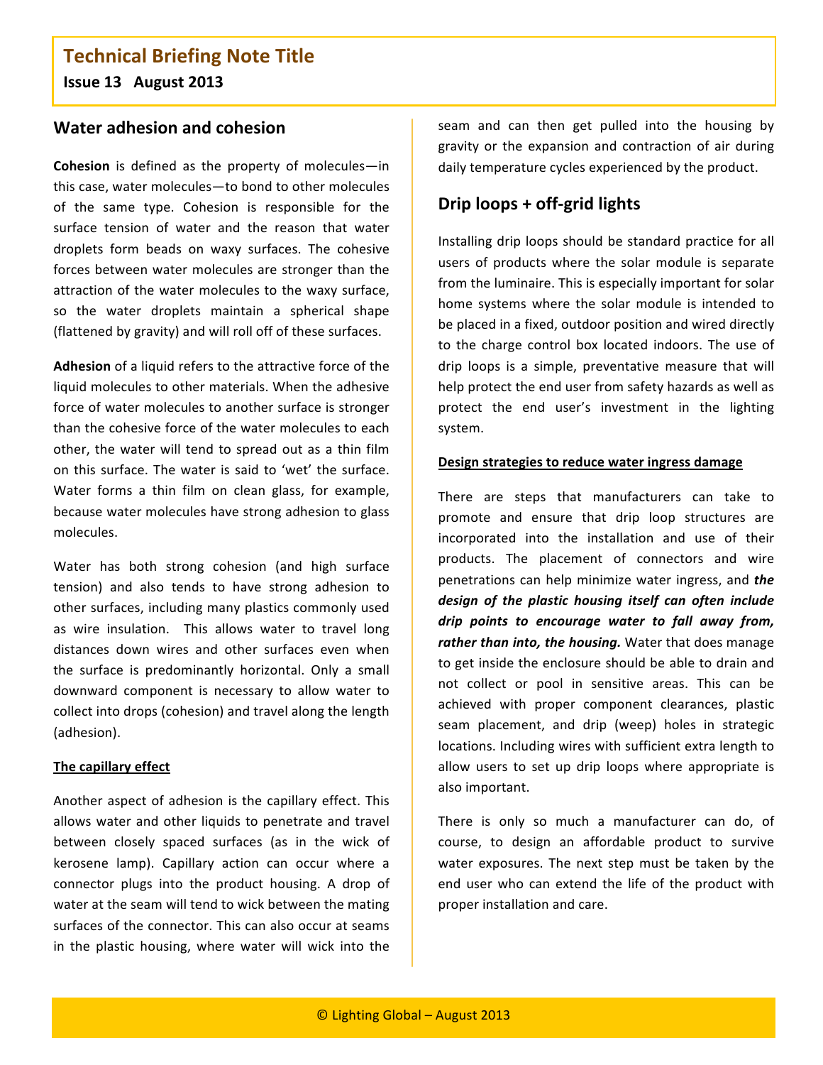## Water adhesion and cohesion

**Cohesion** is defined as the property of molecules—in this case, water molecules—to bond to other molecules of the same type. Cohesion is responsible for the surface tension of water and the reason that water droplets form beads on waxy surfaces. The cohesive forces between water molecules are stronger than the attraction of the water molecules to the waxy surface, so the water droplets maintain a spherical shape (flattened by gravity) and will roll off of these surfaces.

**Adhesion** of a liquid refers to the attractive force of the liquid molecules to other materials. When the adhesive force of water molecules to another surface is stronger than the cohesive force of the water molecules to each other, the water will tend to spread out as a thin film on this surface. The water is said to 'wet' the surface. Water forms a thin film on clean glass, for example, because water molecules have strong adhesion to glass molecules.

Water has both strong cohesion (and high surface tension) and also tends to have strong adhesion to other surfaces, including many plastics commonly used as wire insulation. This allows water to travel long distances down wires and other surfaces even when the surface is predominantly horizontal. Only a small downward component is necessary to allow water to collect into drops (cohesion) and travel along the length (adhesion).

### The capillary effect

Another aspect of adhesion is the capillary effect. This allows water and other liquids to penetrate and travel between closely spaced surfaces (as in the wick of kerosene lamp). Capillary action can occur where a connector plugs into the product housing. A drop of water at the seam will tend to wick between the mating surfaces of the connector. This can also occur at seams in the plastic housing, where water will wick into the seam and can then get pulled into the housing by gravity or the expansion and contraction of air during daily temperature cycles experienced by the product.

## Drip loops + off-grid lights

Installing drip loops should be standard practice for all users of products where the solar module is separate from the luminaire. This is especially important for solar home systems where the solar module is intended to be placed in a fixed, outdoor position and wired directly to the charge control box located indoors. The use of drip loops is a simple, preventative measure that will help protect the end user from safety hazards as well as protect the end user's investment in the lighting system.

### Design strategies to reduce water ingress damage

There are steps that manufacturers can take to promote and ensure that drip loop structures are incorporated into the installation and use of their products. The placement of connectors and wire penetrations can help minimize water ingress, and ***the design of the plastic housing itself can often include drip points to encourage water to fall away from, rather than into, the housing.*** Water that does manage to get inside the enclosure should be able to drain and not collect or pool in sensitive areas. This can be achieved with proper component clearances, plastic seam placement, and drip (weep) holes in strategic locations. Including wires with sufficient extra length to allow users to set up drip loops where appropriate is also important.

There is only so much a manufacturer can do, of course, to design an affordable product to survive water exposures. The next step must be taken by the end user who can extend the life of the product with proper installation and care.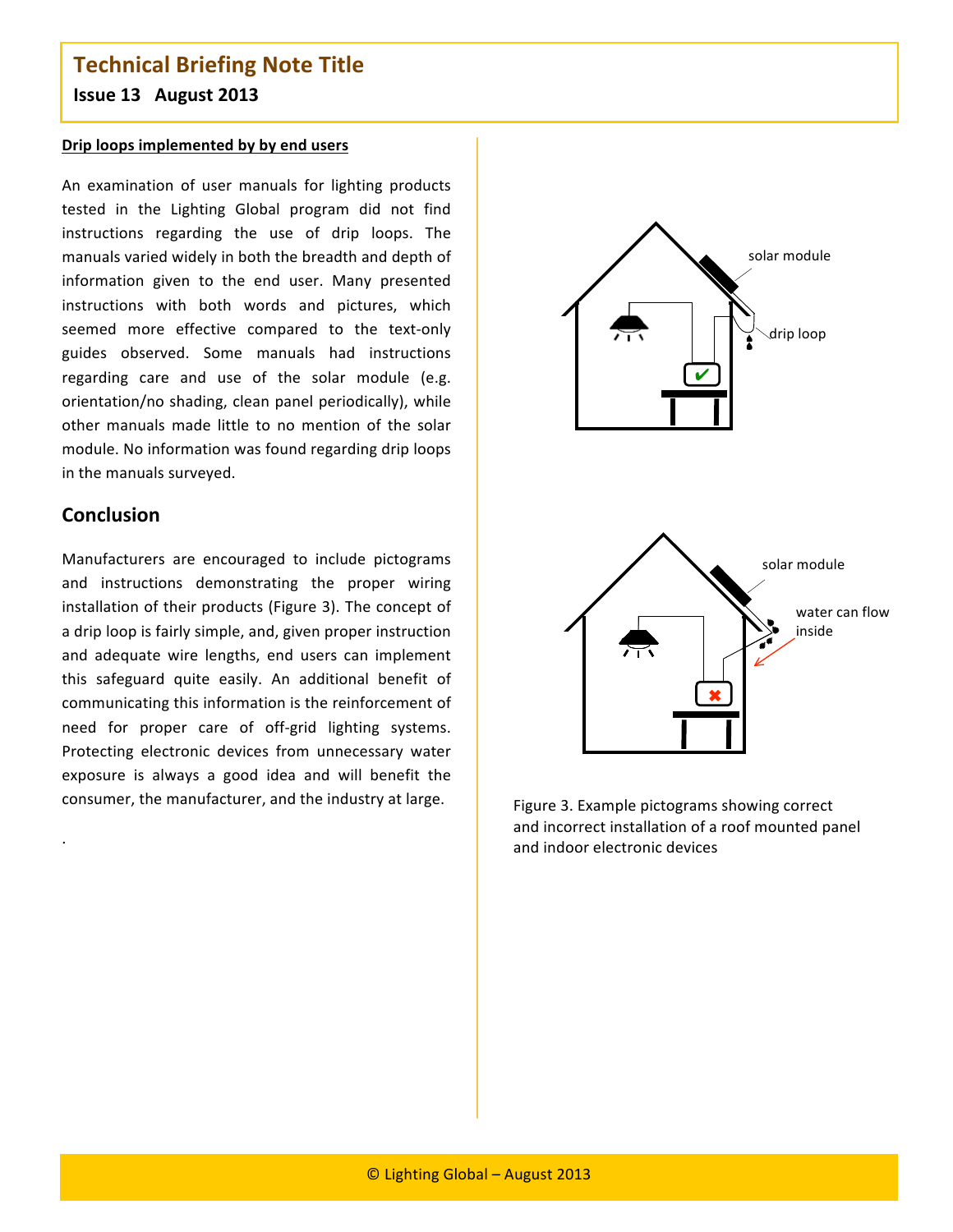**Drip loops implemented by by end users**

An examination of user manuals for lighting products tested in the Lighting Global program did not find instructions regarding the use of drip loops. The manuals varied widely in both the breadth and depth of information given to the end user. Many presented instructions with both words and pictures, which seemed more effective compared to the text-only guides observed. Some manuals had instructions regarding care and use of the solar module (e.g. orientation/no shading, clean panel periodically), while other manuals made little to no mention of the solar module. No information was found regarding drip loops in the manuals surveyed.

## Conclusion

Manufacturers are encouraged to include pictograms and instructions demonstrating the proper wiring installation of their products (Figure 3). The concept of a drip loop is fairly simple, and, given proper instruction and adequate wire lengths, end users can implement this safeguard quite easily. An additional benefit of communicating this information is the reinforcement of need for proper care of off-grid lighting systems. Protecting electronic devices from unnecessary water exposure is always a good idea and will benefit the consumer, the manufacturer, and the industry at large.

solar module

drip loop

solar module

water can flow inside

Figure 3. Example pictograms showing correct and incorrect installation of a roof mounted panel and indoor electronic devices